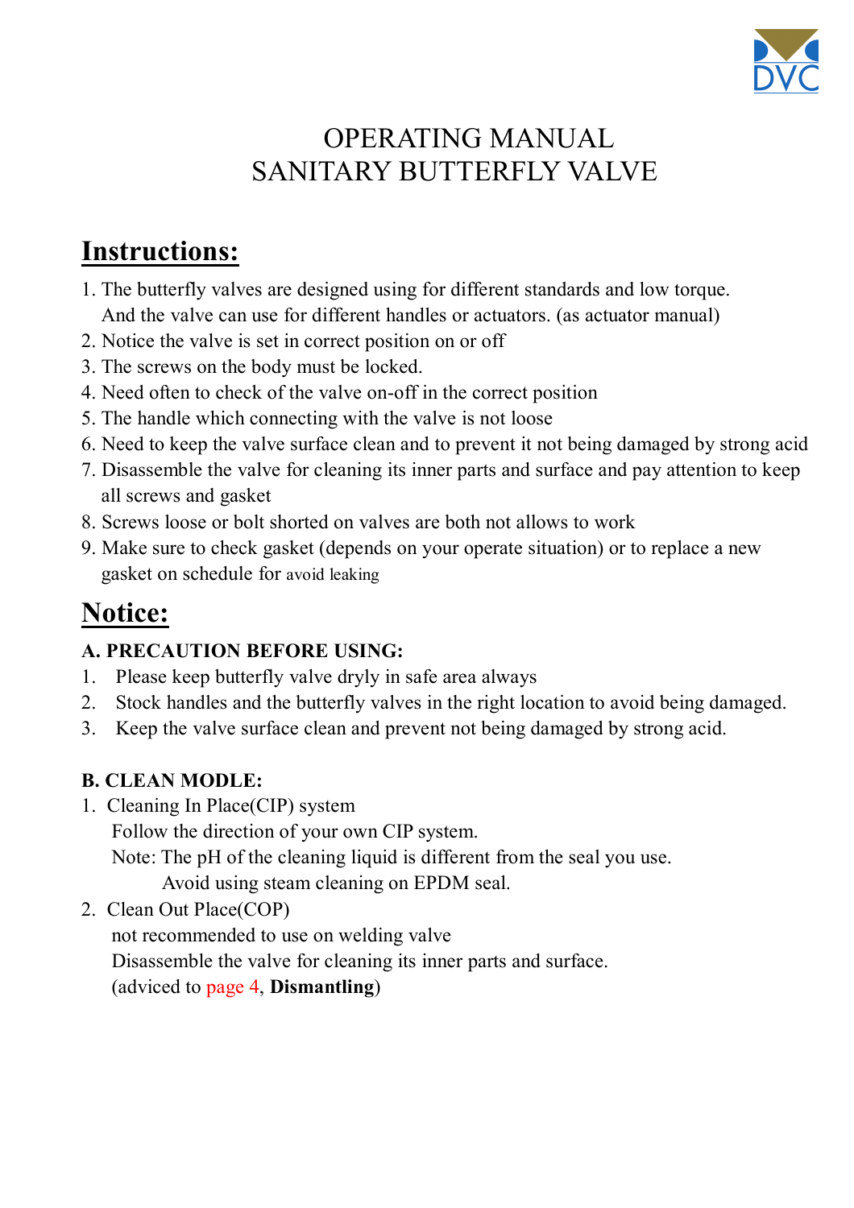# OPERATING MANUAL
# SANITARY BUTTERFLY VALVE

## Instructions:

1. The butterfly valves are designed using for different standards and low torque. And the valve can use for different handles or actuators. (as actuator manual)
2. Notice the valve is set in correct position on or off
3. The screws on the body must be locked.
4. Need often to check of the valve on-off in the correct position
5. The handle which connecting with the valve is not loose
6. Need to keep the valve surface clean and to prevent it not being damaged by strong acid
7. Disassemble the valve for cleaning its inner parts and surface and pay attention to keep all screws and gasket
8. Screws loose or bolt shorted on valves are both not allows to work
9. Make sure to check gasket (depends on your operate situation) or to replace a new gasket on schedule for avoid leaking

## Notice:

### A. PRECAUTION BEFORE USING:

1. Please keep butterfly valve dryly in safe area always
2. Stock handles and the butterfly valves in the right location to avoid being damaged.
3. Keep the valve surface clean and prevent not being damaged by strong acid.

### B. CLEAN MODLE:

1. Cleaning In Place(CIP) system

   Follow the direction of your own CIP system.

   Note: The pH of the cleaning liquid is different from the seal you use.
   Avoid using steam cleaning on EPDM seal.

2. Clean Out Place(COP)

   not recommended to use on welding valve

   Disassemble the valve for cleaning its inner parts and surface.

   (adviced to page 4, **Dismantling**)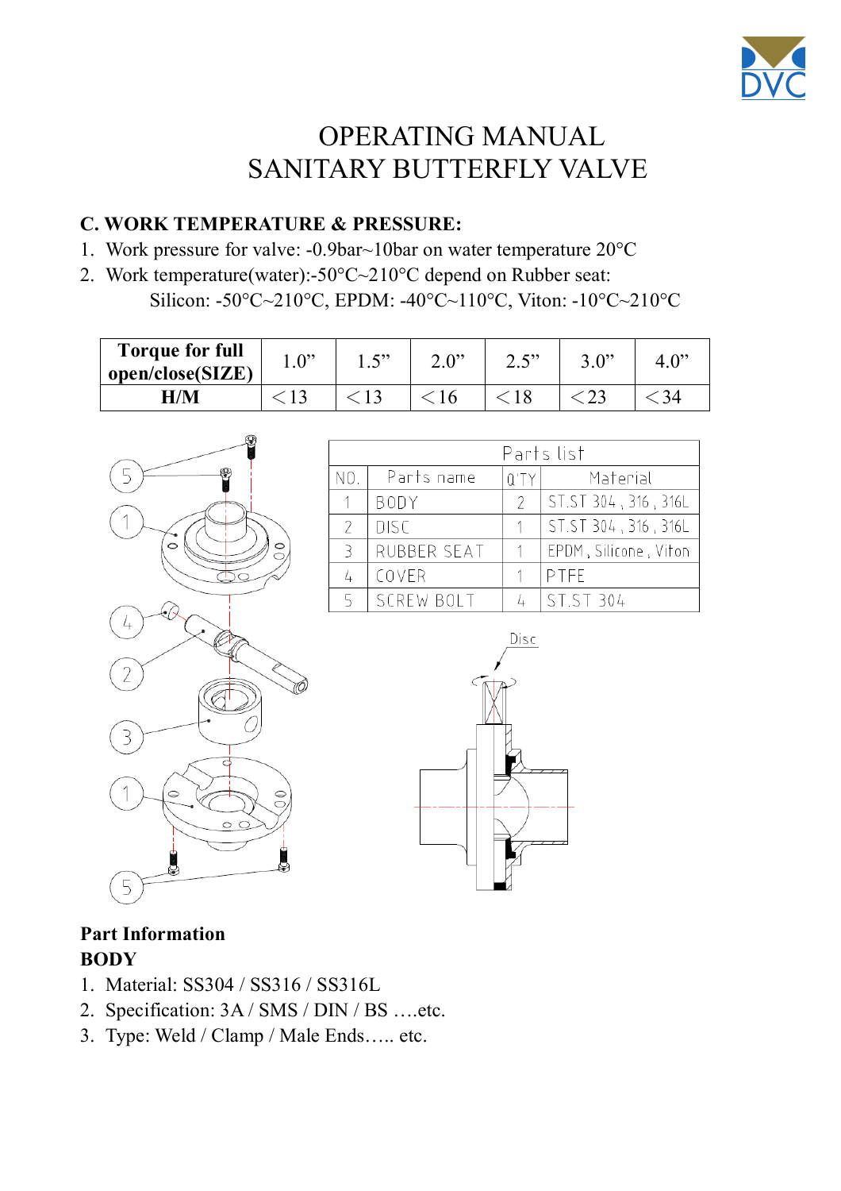# OPERATING MANUAL
# SANITARY BUTTERFLY VALVE

## C. WORK TEMPERATURE & PRESSURE:

1. Work pressure for valve: -0.9bar~10bar on water temperature 20°C
2. Work temperature(water):-50°C~210°C depend on Rubber seat:
   Silicon: -50°C~210°C, EPDM: -40°C~110°C, Viton: -10°C~210°C

| Torque for full open/close(SIZE) | 1.0” | 1.5” | 2.0” | 2.5” | 3.0” | 4.0” |
|---|---|---|---|---|---|---|
| H/M | ＜13 | ＜13 | ＜16 | ＜18 | ＜23 | ＜34 |

| Parts list | | | |
|---|---|---|---|
| NO. | Parts name | Q'TY | Material |
| 1 | BODY | 2 | ST.ST 304 , 316 , 316L |
| 2 | DISC | 1 | ST.ST 304 , 316 , 316L |
| 3 | RUBBER SEAT | 1 | EPDM , Silicone , Viton |
| 4 | COVER | 1 | PTFE |
| 5 | SCREW BOLT | 4 | ST.ST 304 |

Disc

**Part Information**

**BODY**

1. Material: SS304 / SS316 / SS316L
2. Specification: 3A / SMS / DIN / BS ….etc.
3. Type: Weld / Clamp / Male Ends….. etc.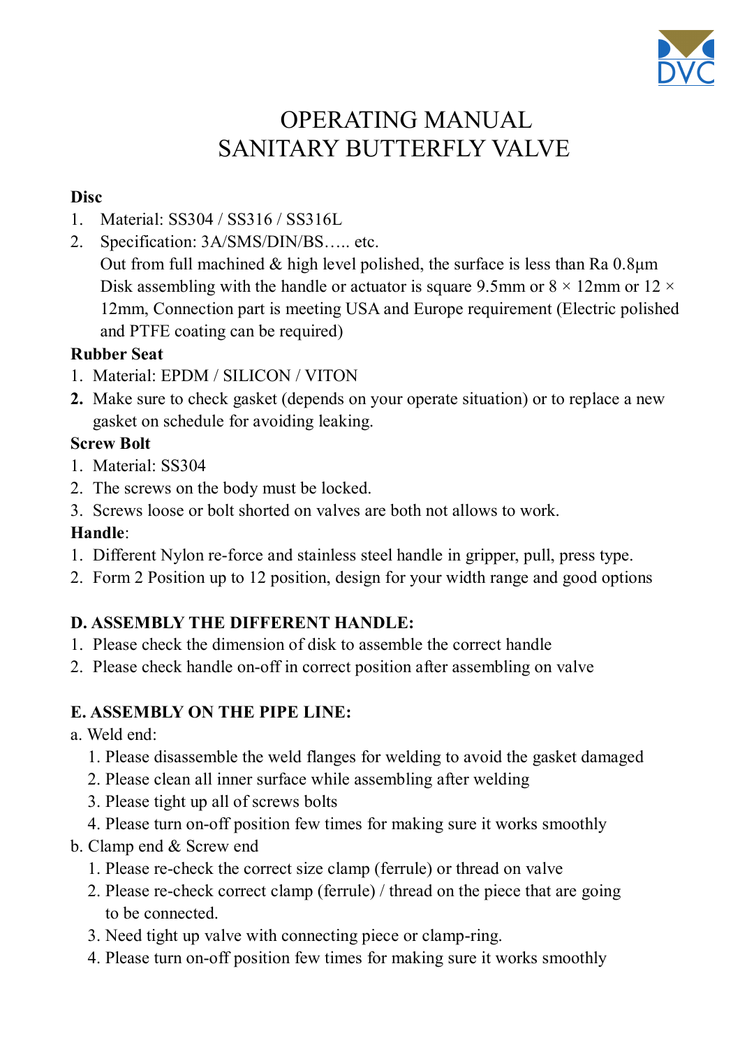# OPERATING MANUAL
# SANITARY BUTTERFLY VALVE

**Disc**

1. Material: SS304 / SS316 / SS316L
2. Specification: 3A/SMS/DIN/BS….. etc.
   Out from full machined & high level polished, the surface is less than Ra 0.8μm
   Disk assembling with the handle or actuator is square 9.5mm or 8 × 12mm or 12 × 12mm, Connection part is meeting USA and Europe requirement (Electric polished and PTFE coating can be required)

**Rubber Seat**

1. Material: EPDM / SILICON / VITON
2. Make sure to check gasket (depends on your operate situation) or to replace a new gasket on schedule for avoiding leaking.

**Screw Bolt**

1. Material: SS304
2. The screws on the body must be locked.
3. Screws loose or bolt shorted on valves are both not allows to work.

**Handle**:

1. Different Nylon re-force and stainless steel handle in gripper, pull, press type.
2. Form 2 Position up to 12 position, design for your width range and good options

**D. ASSEMBLY THE DIFFERENT HANDLE:**

1. Please check the dimension of disk to assemble the correct handle
2. Please check handle on-off in correct position after assembling on valve

**E. ASSEMBLY ON THE PIPE LINE:**

a. Weld end:
   1. Please disassemble the weld flanges for welding to avoid the gasket damaged
   2. Please clean all inner surface while assembling after welding
   3. Please tight up all of screws bolts
   4. Please turn on-off position few times for making sure it works smoothly

b. Clamp end & Screw end
   1. Please re-check the correct size clamp (ferrule) or thread on valve
   2. Please re-check correct clamp (ferrule) / thread on the piece that are going to be connected.
   3. Need tight up valve with connecting piece or clamp-ring.
   4. Please turn on-off position few times for making sure it works smoothly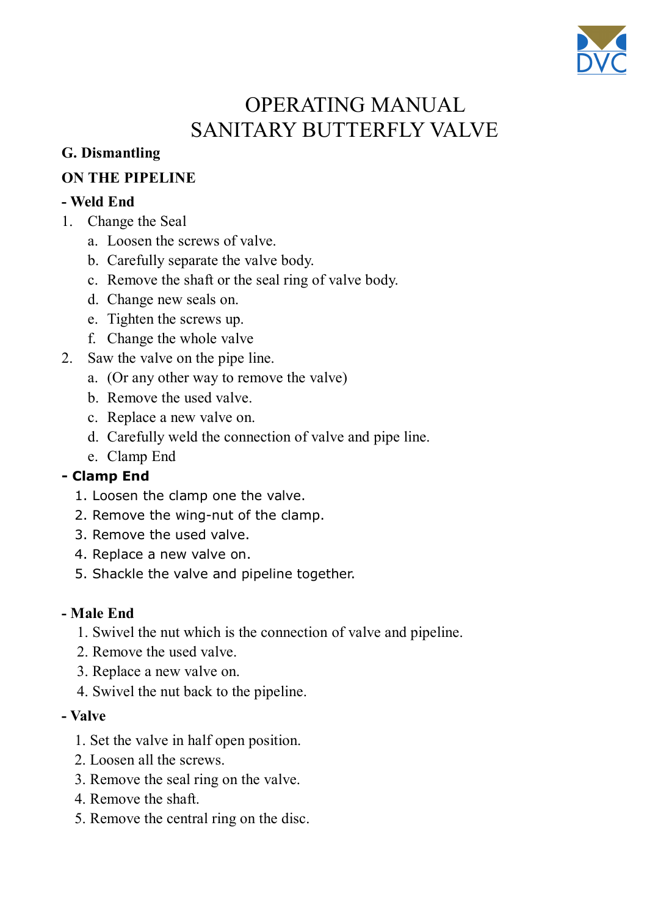# OPERATING MANUAL
# SANITARY BUTTERFLY VALVE

**G. Dismantling**

**ON THE PIPELINE**

**- Weld End**

1. Change the Seal
   a. Loosen the screws of valve.
   b. Carefully separate the valve body.
   c. Remove the shaft or the seal ring of valve body.
   d. Change new seals on.
   e. Tighten the screws up.
   f. Change the whole valve
2. Saw the valve on the pipe line.
   a. (Or any other way to remove the valve)
   b. Remove the used valve.
   c. Replace a new valve on.
   d. Carefully weld the connection of valve and pipe line.
   e. Clamp End

**- Clamp End**

1. Loosen the clamp one the valve.
2. Remove the wing-nut of the clamp.
3. Remove the used valve.
4. Replace a new valve on.
5. Shackle the valve and pipeline together.

**- Male End**

1. Swivel the nut which is the connection of valve and pipeline.
2. Remove the used valve.
3. Replace a new valve on.
4. Swivel the nut back to the pipeline.

**- Valve**

1. Set the valve in half open position.
2. Loosen all the screws.
3. Remove the seal ring on the valve.
4. Remove the shaft.
5. Remove the central ring on the disc.